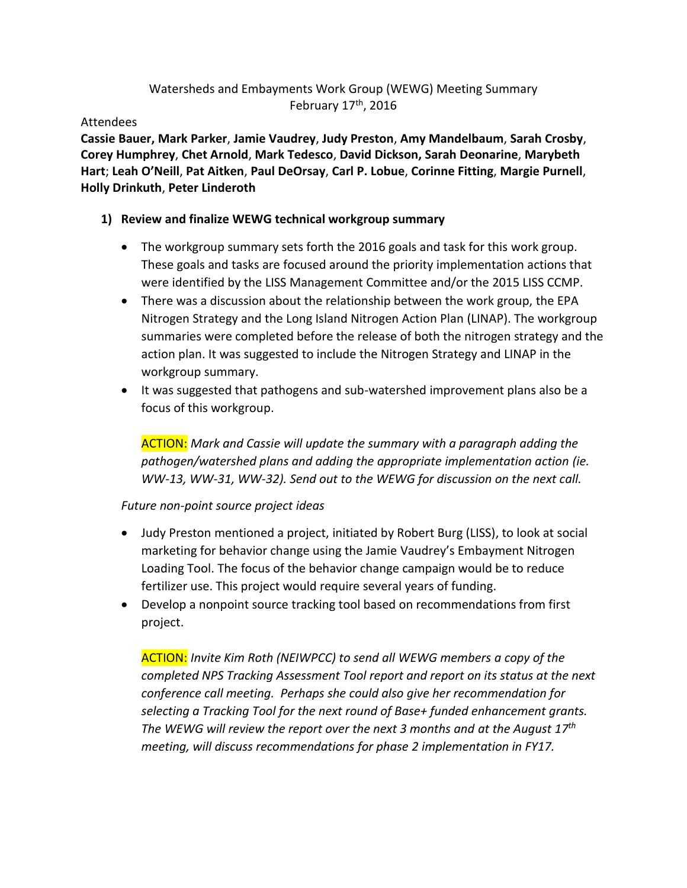Watersheds and Embayments Work Group (WEWG) Meeting Summary
February 17th, 2016

Attendees

**Cassie Bauer, Mark Parker**, **Jamie Vaudrey**, **Judy Preston**, **Amy Mandelbaum**, **Sarah Crosby**, **Corey Humphrey**, **Chet Arnold**, **Mark Tedesco**, **David Dickson, Sarah Deonarine**, **Marybeth Hart**; **Leah O'Neill**, **Pat Aitken**, **Paul DeOrsay**, **Carl P. Lobue**, **Corinne Fitting**, **Margie Purnell**, **Holly Drinkuth**, **Peter Linderoth**

1) **Review and finalize WEWG technical workgroup summary**

- The workgroup summary sets forth the 2016 goals and task for this work group. These goals and tasks are focused around the priority implementation actions that were identified by the LISS Management Committee and/or the 2015 LISS CCMP.
- There was a discussion about the relationship between the work group, the EPA Nitrogen Strategy and the Long Island Nitrogen Action Plan (LINAP). The workgroup summaries were completed before the release of both the nitrogen strategy and the action plan. It was suggested to include the Nitrogen Strategy and LINAP in the workgroup summary.
- It was suggested that pathogens and sub-watershed improvement plans also be a focus of this workgroup.

ACTION: *Mark and Cassie will update the summary with a paragraph adding the pathogen/watershed plans and adding the appropriate implementation action (ie. WW-13, WW-31, WW-32). Send out to the WEWG for discussion on the next call.*

*Future non-point source project ideas*

- Judy Preston mentioned a project, initiated by Robert Burg (LISS), to look at social marketing for behavior change using the Jamie Vaudrey's Embayment Nitrogen Loading Tool. The focus of the behavior change campaign would be to reduce fertilizer use. This project would require several years of funding.
- Develop a nonpoint source tracking tool based on recommendations from first project.

ACTION: *Invite Kim Roth (NEIWPCC) to send all WEWG members a copy of the completed NPS Tracking Assessment Tool report and report on its status at the next conference call meeting. Perhaps she could also give her recommendation for selecting a Tracking Tool for the next round of Base+ funded enhancement grants. The WEWG will review the report over the next 3 months and at the August 17th meeting, will discuss recommendations for phase 2 implementation in FY17.*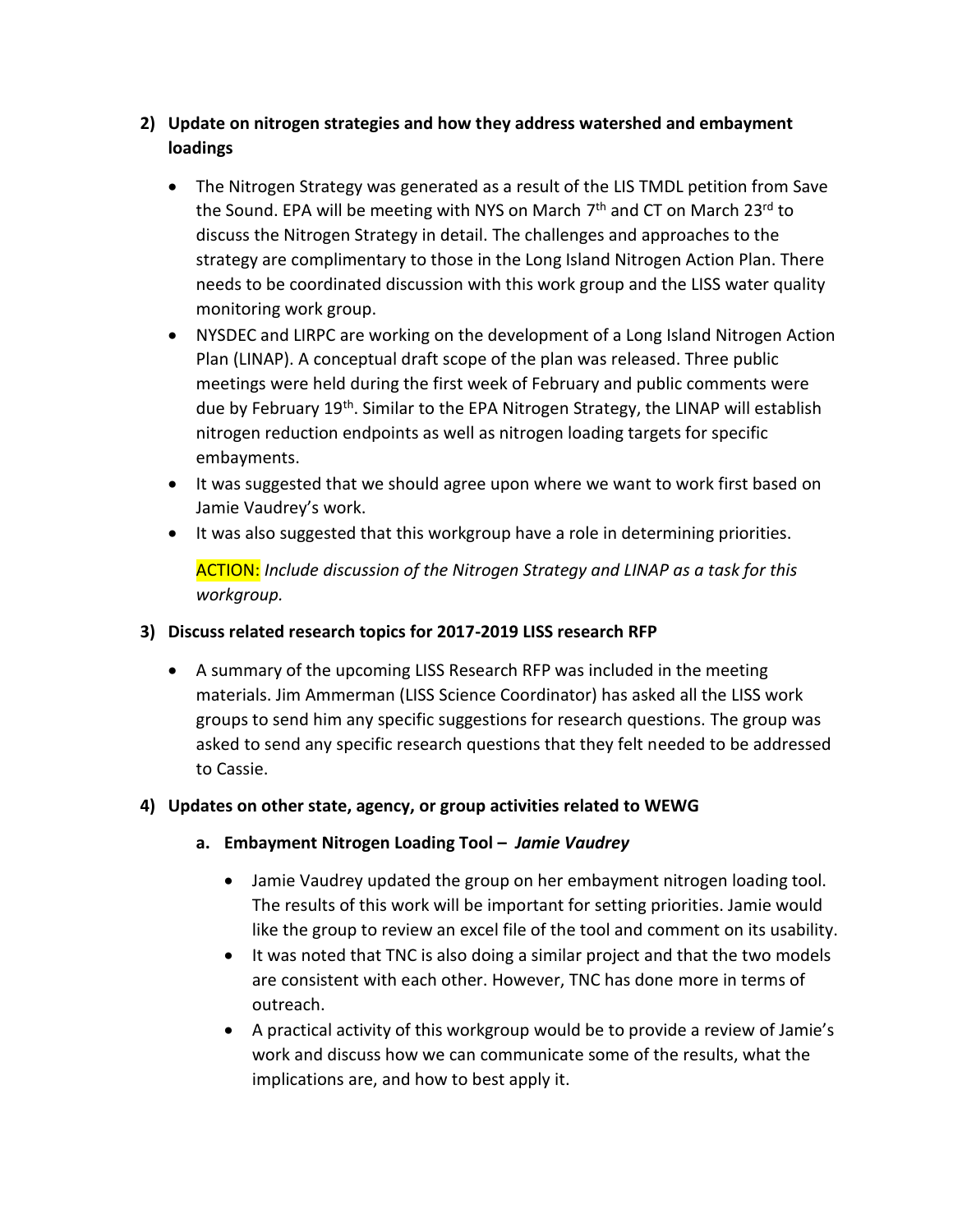## 2) Update on nitrogen strategies and how they address watershed and embayment loadings

- The Nitrogen Strategy was generated as a result of the LIS TMDL petition from Save the Sound. EPA will be meeting with NYS on March 7th and CT on March 23rd to discuss the Nitrogen Strategy in detail. The challenges and approaches to the strategy are complimentary to those in the Long Island Nitrogen Action Plan. There needs to be coordinated discussion with this work group and the LISS water quality monitoring work group.
- NYSDEC and LIRPC are working on the development of a Long Island Nitrogen Action Plan (LINAP). A conceptual draft scope of the plan was released. Three public meetings were held during the first week of February and public comments were due by February 19th. Similar to the EPA Nitrogen Strategy, the LINAP will establish nitrogen reduction endpoints as well as nitrogen loading targets for specific embayments.
- It was suggested that we should agree upon where we want to work first based on Jamie Vaudrey's work.
- It was also suggested that this workgroup have a role in determining priorities.

  ACTION: *Include discussion of the Nitrogen Strategy and LINAP as a task for this workgroup.*

## 3) Discuss related research topics for 2017-2019 LISS research RFP

- A summary of the upcoming LISS Research RFP was included in the meeting materials. Jim Ammerman (LISS Science Coordinator) has asked all the LISS work groups to send him any specific suggestions for research questions. The group was asked to send any specific research questions that they felt needed to be addressed to Cassie.

## 4) Updates on other state, agency, or group activities related to WEWG

### a. Embayment Nitrogen Loading Tool – *Jamie Vaudrey*

- Jamie Vaudrey updated the group on her embayment nitrogen loading tool. The results of this work will be important for setting priorities. Jamie would like the group to review an excel file of the tool and comment on its usability.
- It was noted that TNC is also doing a similar project and that the two models are consistent with each other. However, TNC has done more in terms of outreach.
- A practical activity of this workgroup would be to provide a review of Jamie's work and discuss how we can communicate some of the results, what the implications are, and how to best apply it.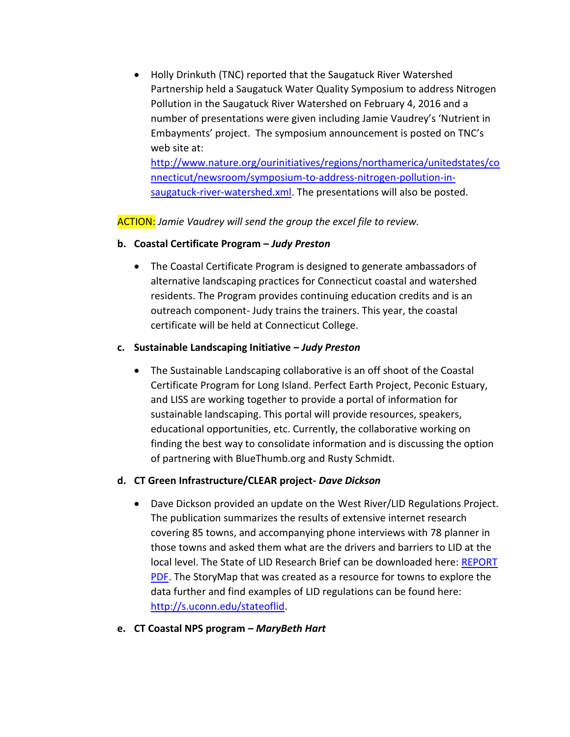- Holly Drinkuth (TNC) reported that the Saugatuck River Watershed Partnership held a Saugatuck Water Quality Symposium to address Nitrogen Pollution in the Saugatuck River Watershed on February 4, 2016 and a number of presentations were given including Jamie Vaudrey's 'Nutrient in Embayments' project. The symposium announcement is posted on TNC's web site at: [http://www.nature.org/ourinitiatives/regions/northamerica/unitedstates/connecticut/newsroom/symposium-to-address-nitrogen-pollution-in-saugatuck-river-watershed.xml](http://www.nature.org/ourinitiatives/regions/northamerica/unitedstates/connecticut/newsroom/symposium-to-address-nitrogen-pollution-in-saugatuck-river-watershed.xml). The presentations will also be posted.

ACTION: *Jamie Vaudrey will send the group the excel file to review.*

**b. Coastal Certificate Program – *Judy Preston***

- The Coastal Certificate Program is designed to generate ambassadors of alternative landscaping practices for Connecticut coastal and watershed residents. The Program provides continuing education credits and is an outreach component- Judy trains the trainers. This year, the coastal certificate will be held at Connecticut College.

**c. Sustainable Landscaping Initiative – *Judy Preston***

- The Sustainable Landscaping collaborative is an off shoot of the Coastal Certificate Program for Long Island. Perfect Earth Project, Peconic Estuary, and LISS are working together to provide a portal of information for sustainable landscaping. This portal will provide resources, speakers, educational opportunities, etc. Currently, the collaborative working on finding the best way to consolidate information and is discussing the option of partnering with BlueThumb.org and Rusty Schmidt.

**d. CT Green Infrastructure/CLEAR project- *Dave Dickson***

- Dave Dickson provided an update on the West River/LID Regulations Project. The publication summarizes the results of extensive internet research covering 85 towns, and accompanying phone interviews with 78 planner in those towns and asked them what are the drivers and barriers to LID at the local level. The State of LID Research Brief can be downloaded here: REPORT PDF. The StoryMap that was created as a resource for towns to explore the data further and find examples of LID regulations can be found here: [http://s.uconn.edu/stateoflid](http://s.uconn.edu/stateoflid).

**e. CT Coastal NPS program – *MaryBeth Hart***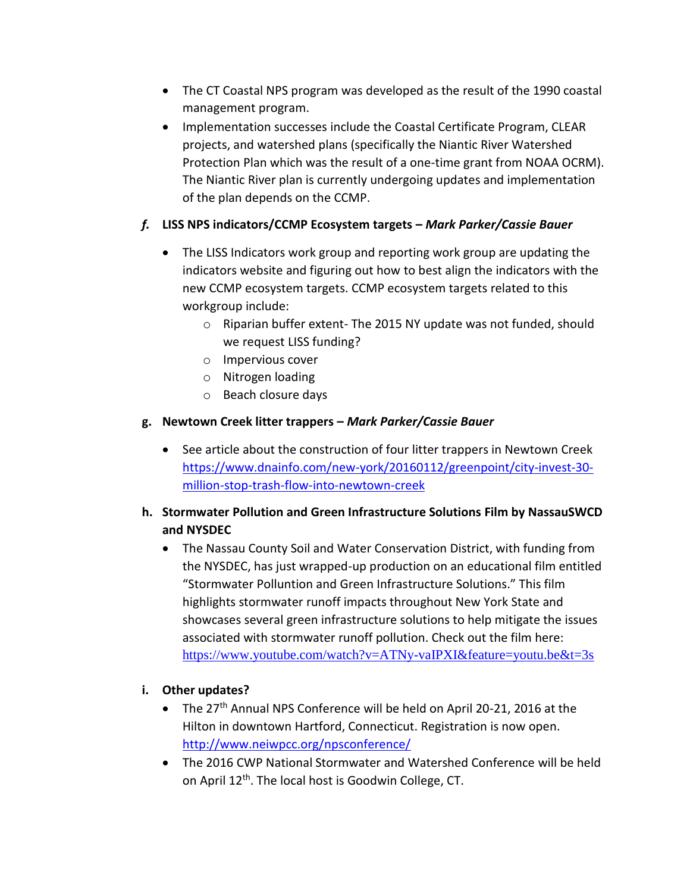- The CT Coastal NPS program was developed as the result of the 1990 coastal management program.
- Implementation successes include the Coastal Certificate Program, CLEAR projects, and watershed plans (specifically the Niantic River Watershed Protection Plan which was the result of a one-time grant from NOAA OCRM). The Niantic River plan is currently undergoing updates and implementation of the plan depends on the CCMP.

### *f.* LISS NPS indicators/CCMP Ecosystem targets – *Mark Parker/Cassie Bauer*

- The LISS Indicators work group and reporting work group are updating the indicators website and figuring out how to best align the indicators with the new CCMP ecosystem targets. CCMP ecosystem targets related to this workgroup include:
  - Riparian buffer extent- The 2015 NY update was not funded, should we request LISS funding?
  - Impervious cover
  - Nitrogen loading
  - Beach closure days

### g. Newtown Creek litter trappers – *Mark Parker/Cassie Bauer*

- See article about the construction of four litter trappers in Newtown Creek https://www.dnainfo.com/new-york/20160112/greenpoint/city-invest-30-million-stop-trash-flow-into-newtown-creek

### h. Stormwater Pollution and Green Infrastructure Solutions Film by NassauSWCD and NYSDEC

- The Nassau County Soil and Water Conservation District, with funding from the NYSDEC, has just wrapped-up production on an educational film entitled "Stormwater Pollution and Green Infrastructure Solutions." This film highlights stormwater runoff impacts throughout New York State and showcases several green infrastructure solutions to help mitigate the issues associated with stormwater runoff pollution. Check out the film here: https://www.youtube.com/watch?v=ATNy-vaIPXI&feature=youtu.be&t=3s

### i. Other updates?

- The 27th Annual NPS Conference will be held on April 20-21, 2016 at the Hilton in downtown Hartford, Connecticut. Registration is now open. http://www.neiwpcc.org/npsconference/
- The 2016 CWP National Stormwater and Watershed Conference will be held on April 12th. The local host is Goodwin College, CT.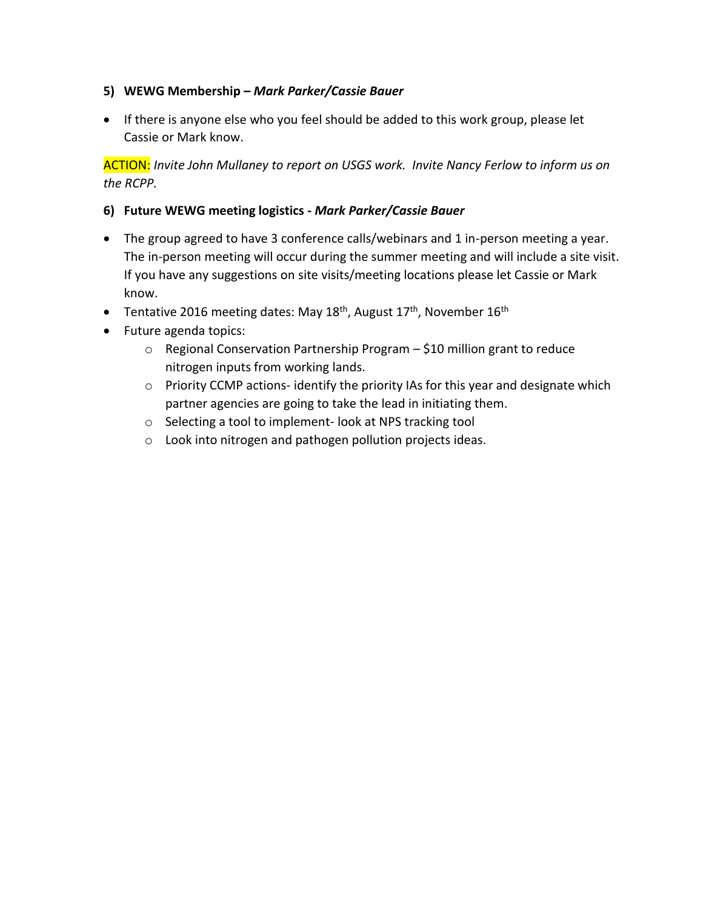**5) WEWG Membership – *Mark Parker/Cassie Bauer***

- If there is anyone else who you feel should be added to this work group, please let Cassie or Mark know.

ACTION: *Invite John Mullaney to report on USGS work. Invite Nancy Ferlow to inform us on the RCPP.*

**6) Future WEWG meeting logistics - *Mark Parker/Cassie Bauer***

- The group agreed to have 3 conference calls/webinars and 1 in-person meeting a year. The in-person meeting will occur during the summer meeting and will include a site visit. If you have any suggestions on site visits/meeting locations please let Cassie or Mark know.
- Tentative 2016 meeting dates: May 18th, August 17th, November 16th
- Future agenda topics:
  - Regional Conservation Partnership Program – $10 million grant to reduce nitrogen inputs from working lands.
  - Priority CCMP actions- identify the priority IAs for this year and designate which partner agencies are going to take the lead in initiating them.
  - Selecting a tool to implement- look at NPS tracking tool
  - Look into nitrogen and pathogen pollution projects ideas.